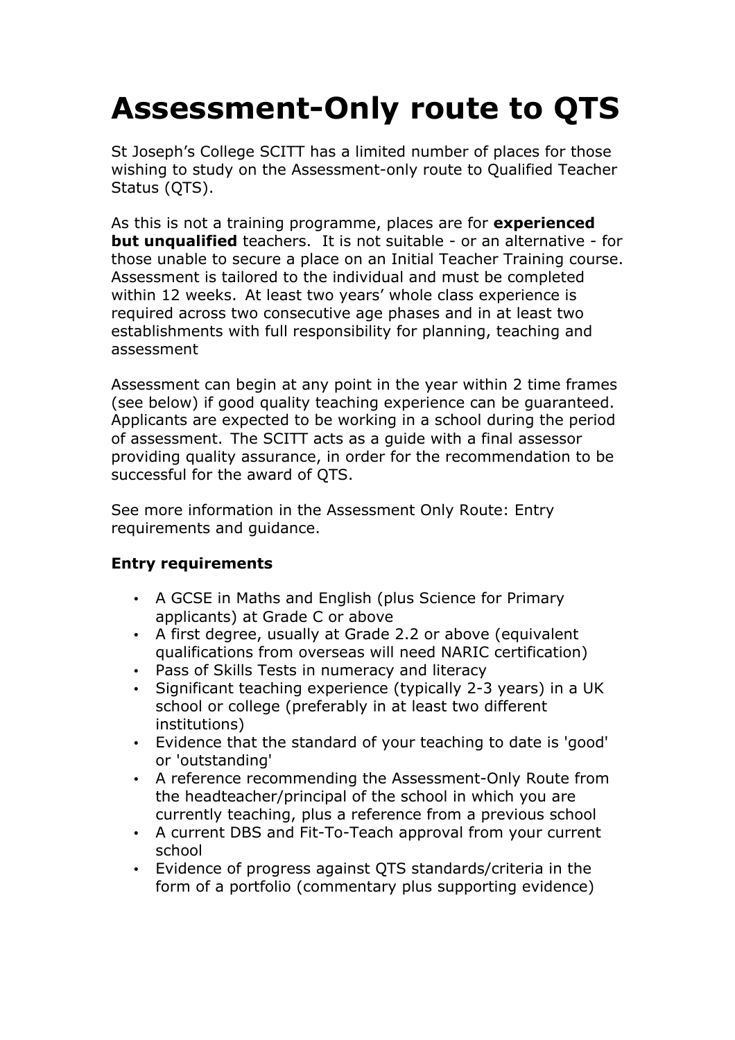# Assessment-Only route to QTS

St Joseph's College SCITT has a limited number of places for those wishing to study on the Assessment-only route to Qualified Teacher Status (QTS).

As this is not a training programme, places are for **experienced but unqualified** teachers. It is not suitable - or an alternative - for those unable to secure a place on an Initial Teacher Training course. Assessment is tailored to the individual and must be completed within 12 weeks. At least two years' whole class experience is required across two consecutive age phases and in at least two establishments with full responsibility for planning, teaching and assessment

Assessment can begin at any point in the year within 2 time frames (see below) if good quality teaching experience can be guaranteed. Applicants are expected to be working in a school during the period of assessment. The SCITT acts as a guide with a final assessor providing quality assurance, in order for the recommendation to be successful for the award of QTS.

See more information in the Assessment Only Route: Entry requirements and guidance.

**Entry requirements**

- A GCSE in Maths and English (plus Science for Primary applicants) at Grade C or above
- A first degree, usually at Grade 2.2 or above (equivalent qualifications from overseas will need NARIC certification)
- Pass of Skills Tests in numeracy and literacy
- Significant teaching experience (typically 2-3 years) in a UK school or college (preferably in at least two different institutions)
- Evidence that the standard of your teaching to date is 'good' or 'outstanding'
- A reference recommending the Assessment-Only Route from the headteacher/principal of the school in which you are currently teaching, plus a reference from a previous school
- A current DBS and Fit-To-Teach approval from your current school
- Evidence of progress against QTS standards/criteria in the form of a portfolio (commentary plus supporting evidence)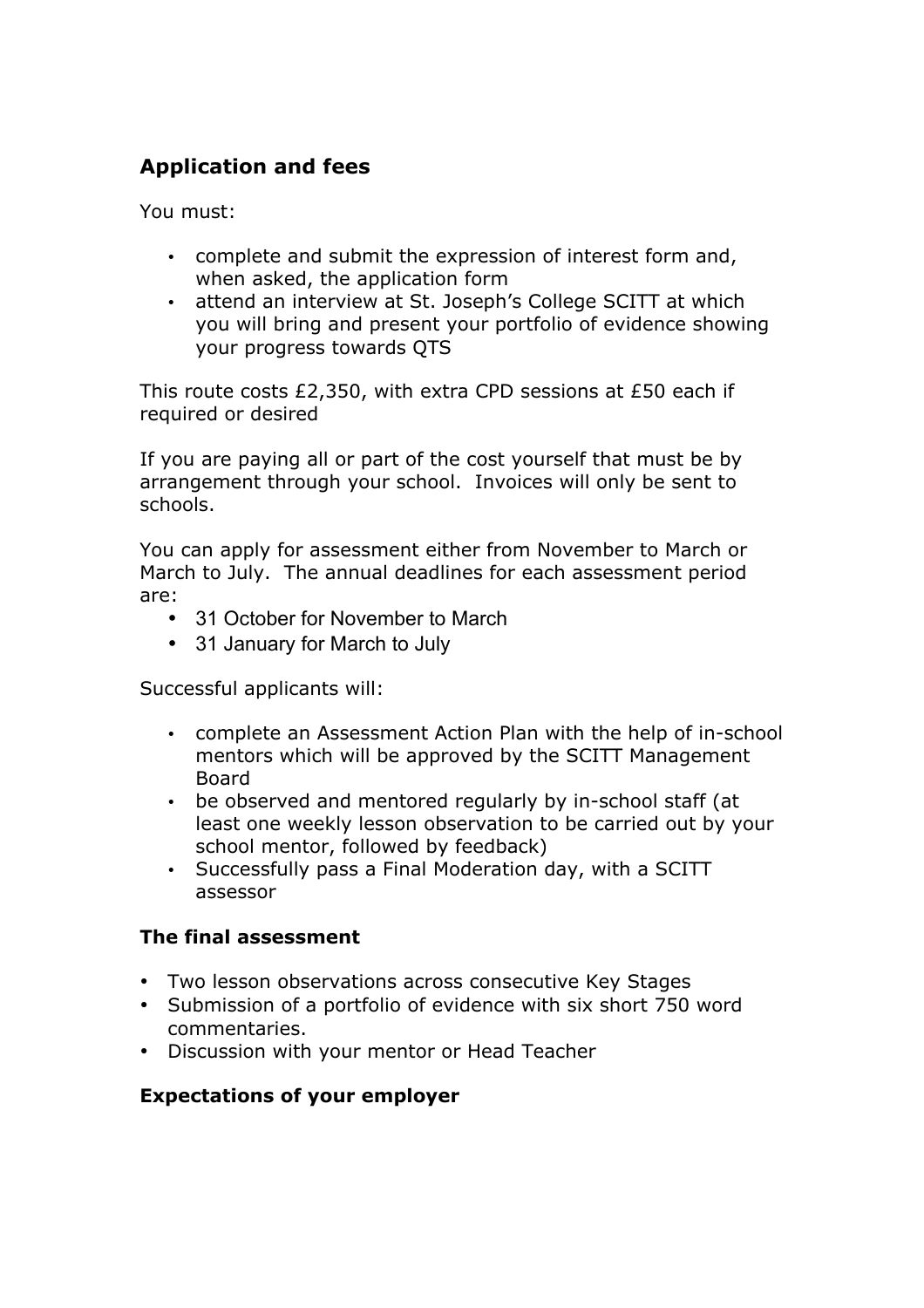## Application and fees

You must:

- complete and submit the expression of interest form and, when asked, the application form
- attend an interview at St. Joseph's College SCITT at which you will bring and present your portfolio of evidence showing your progress towards QTS

This route costs £2,350, with extra CPD sessions at £50 each if required or desired

If you are paying all or part of the cost yourself that must be by arrangement through your school. Invoices will only be sent to schools.

You can apply for assessment either from November to March or March to July. The annual deadlines for each assessment period are:

- 31 October for November to March
- 31 January for March to July

Successful applicants will:

- complete an Assessment Action Plan with the help of in-school mentors which will be approved by the SCITT Management Board
- be observed and mentored regularly by in-school staff (at least one weekly lesson observation to be carried out by your school mentor, followed by feedback)
- Successfully pass a Final Moderation day, with a SCITT assessor

### The final assessment

- Two lesson observations across consecutive Key Stages
- Submission of a portfolio of evidence with six short 750 word commentaries.
- Discussion with your mentor or Head Teacher

### Expectations of your employer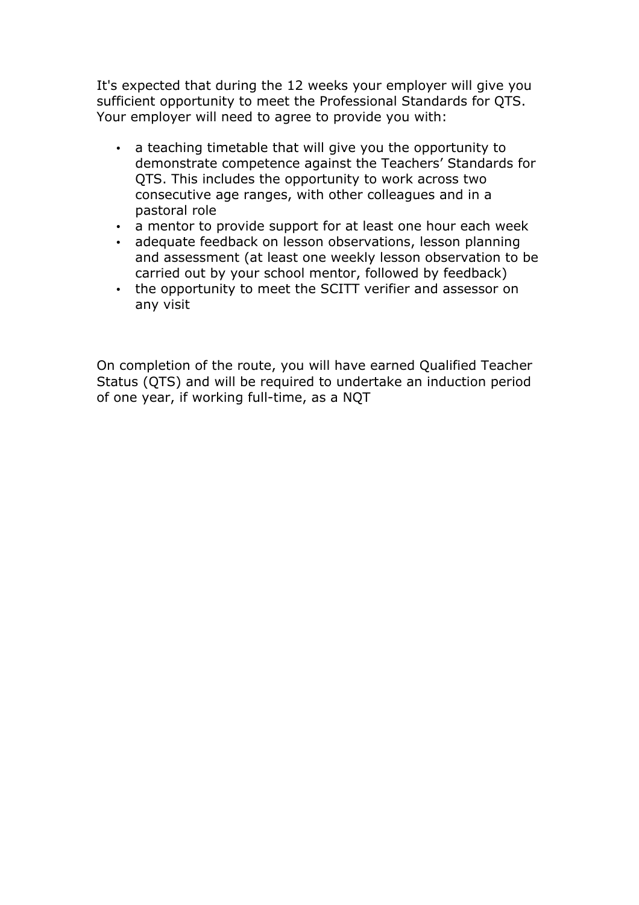It's expected that during the 12 weeks your employer will give you sufficient opportunity to meet the Professional Standards for QTS. Your employer will need to agree to provide you with:

- a teaching timetable that will give you the opportunity to demonstrate competence against the Teachers' Standards for QTS. This includes the opportunity to work across two consecutive age ranges, with other colleagues and in a pastoral role
- a mentor to provide support for at least one hour each week
- adequate feedback on lesson observations, lesson planning and assessment (at least one weekly lesson observation to be carried out by your school mentor, followed by feedback)
- the opportunity to meet the SCITT verifier and assessor on any visit

On completion of the route, you will have earned Qualified Teacher Status (QTS) and will be required to undertake an induction period of one year, if working full-time, as a NQT